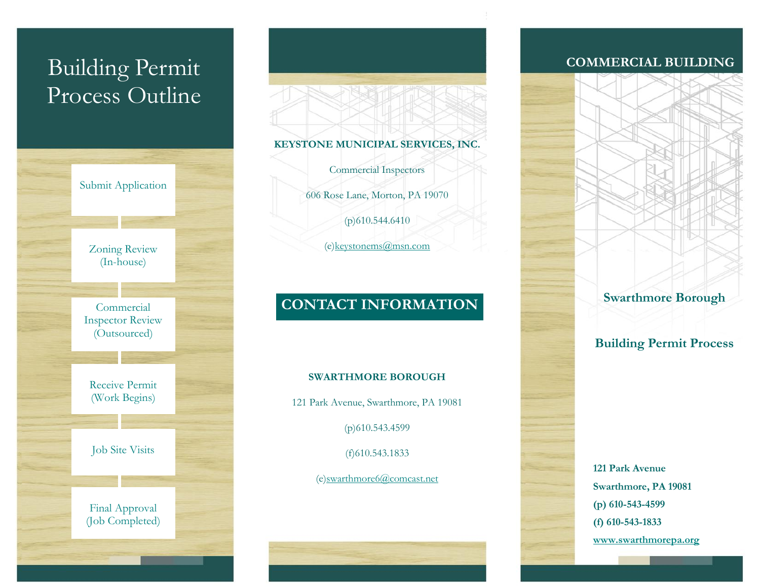# Building Permit Process Outline

- Submit Application
- Zoning Review (In-house)
- Commercial Inspector Review (Outsourced)
- Receive Permit (Work Begins)
- Job Site Visits
- Final Approval (Job Completed)

**KEYSTONE MUNICIPAL SERVICES, INC.**

Commercial Inspectors

606 Rose Lane, Morton, PA 19070

(p)610.544.6410

(e)keystonems@msn.com

## CONTACT INFORMATION

**SWARTHMORE BOROUGH**

121 Park Avenue, Swarthmore, PA 19081

(p)610.543.4599

(f)610.543.1833

(e)swarthmore6@comcast.net

## COMMERCIAL BUILDING

### Swarthmore Borough

### Building Permit Process

**121 Park Avenue**

**Swarthmore, PA 19081**

**(p) 610-543-4599**

**(f) 610-543-1833**

**www.swarthmorepa.org**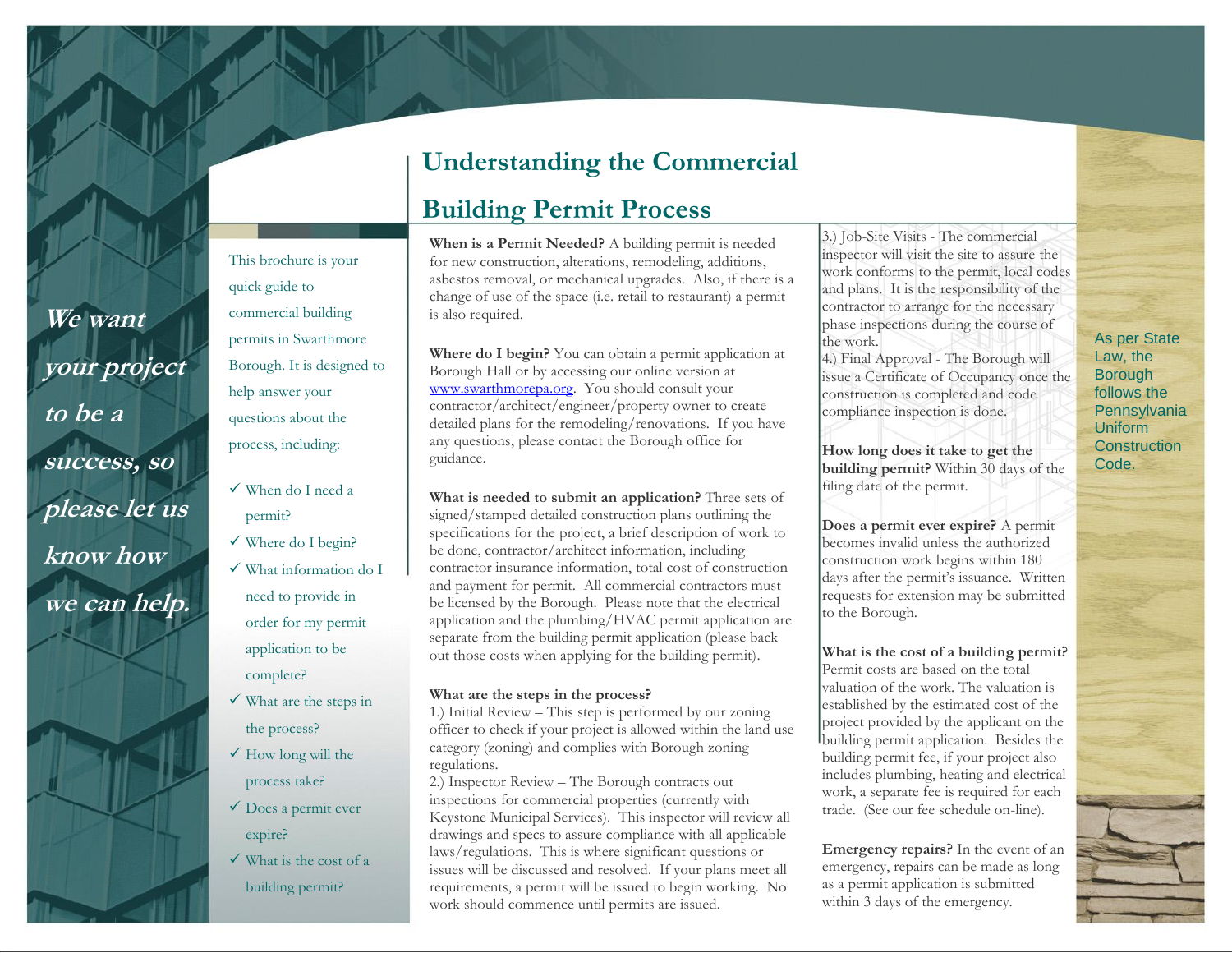*We want your project to be a success, so please let us know how we can help.*

This brochure is your quick guide to commercial building permits in Swarthmore Borough. It is designed to help answer your questions about the process, including:

- ✓ When do I need a permit?
- ✓ Where do I begin?
- ✓ What information do I need to provide in order for my permit application to be complete?
- ✓ What are the steps in the process?
- ✓ How long will the process take?
- ✓ Does a permit ever expire?
- ✓ What is the cost of a building permit?

# Understanding the Commercial Building Permit Process

**When is a Permit Needed?** A building permit is needed for new construction, alterations, remodeling, additions, asbestos removal, or mechanical upgrades. Also, if there is a change of use of the space (i.e. retail to restaurant) a permit is also required.

**Where do I begin?** You can obtain a permit application at Borough Hall or by accessing our online version at [www.swarthmorepa.org](http://www.swarthmorepa.org). You should consult your contractor/architect/engineer/property owner to create detailed plans for the remodeling/renovations. If you have any questions, please contact the Borough office for guidance.

**What is needed to submit an application?** Three sets of signed/stamped detailed construction plans outlining the specifications for the project, a brief description of work to be done, contractor/architect information, including contractor insurance information, total cost of construction and payment for permit. All commercial contractors must be licensed by the Borough. Please note that the electrical application and the plumbing/HVAC permit application are separate from the building permit application (please back out those costs when applying for the building permit).

**What are the steps in the process?**
1.) Initial Review – This step is performed by our zoning officer to check if your project is allowed within the land use category (zoning) and complies with Borough zoning regulations.
2.) Inspector Review – The Borough contracts out inspections for commercial properties (currently with Keystone Municipal Services). This inspector will review all drawings and specs to assure compliance with all applicable laws/regulations. This is where significant questions or issues will be discussed and resolved. If your plans meet all requirements, a permit will be issued to begin working. No work should commence until permits are issued.
3.) Job-Site Visits - The commercial inspector will visit the site to assure the work conforms to the permit, local codes and plans. It is the responsibility of the contractor to arrange for the necessary phase inspections during the course of the work.
4.) Final Approval - The Borough will issue a Certificate of Occupancy once the construction is completed and code compliance inspection is done.

**How long does it take to get the building permit?** Within 30 days of the filing date of the permit.

**Does a permit ever expire?** A permit becomes invalid unless the authorized construction work begins within 180 days after the permit's issuance. Written requests for extension may be submitted to the Borough.

**What is the cost of a building permit?** Permit costs are based on the total valuation of the work. The valuation is established by the estimated cost of the project provided by the applicant on the building permit application. Besides the building permit fee, if your project also includes plumbing, heating and electrical work, a separate fee is required for each trade. (See our fee schedule on-line).

**Emergency repairs?** In the event of an emergency, repairs can be made as long as a permit application is submitted within 3 days of the emergency.

As per State Law, the Borough follows the Pennsylvania Uniform Construction Code.